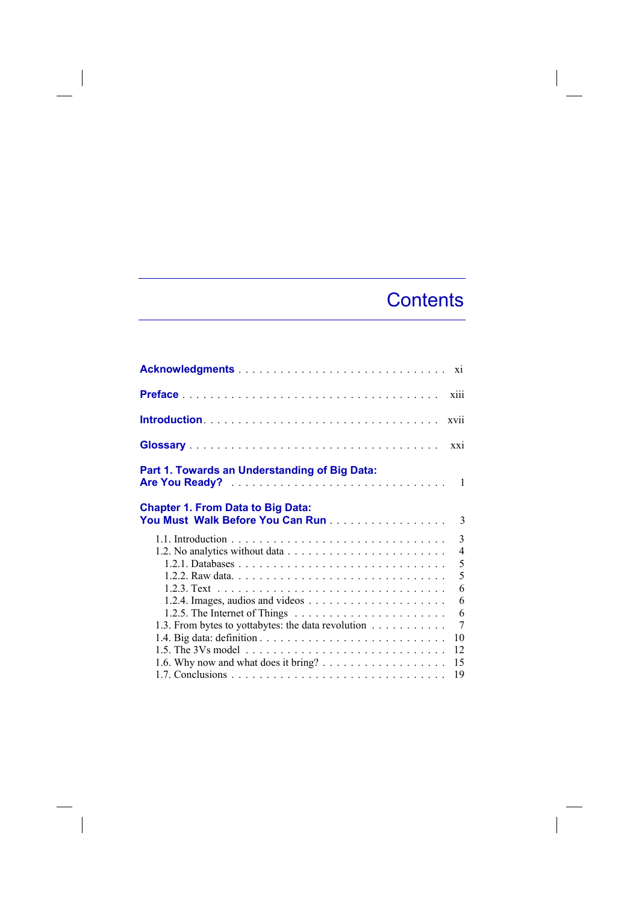# Contents

**Acknowledgments** . . . . . . . . . . . . . . . . . . . . . . . . . . . . . . xi

**Preface** . . . . . . . . . . . . . . . . . . . . . . . . . . . . . . . . . . . xiii

**Introduction** . . . . . . . . . . . . . . . . . . . . . . . . . . . . . . . . xvii

**Glossary** . . . . . . . . . . . . . . . . . . . . . . . . . . . . . . . . . . xxi

**Part 1. Towards an Understanding of Big Data: Are You Ready?** . . . . . . . . . . . . . . . . . . . . . . . . . . . . . . 1

**Chapter 1. From Data to Big Data: You Must Walk Before You Can Run** . . . . . . . . . . . . . . . . . . 3

- 1.1. Introduction . . . . . . . . . . . . . . . . . . . . . . . . . . . . . . 3
- 1.2. No analytics without data . . . . . . . . . . . . . . . . . . . . . . . 4
  - 1.2.1. Databases . . . . . . . . . . . . . . . . . . . . . . . . . . . . 5
  - 1.2.2. Raw data. . . . . . . . . . . . . . . . . . . . . . . . . . . . . 5
  - 1.2.3. Text . . . . . . . . . . . . . . . . . . . . . . . . . . . . . . 6
  - 1.2.4. Images, audios and videos . . . . . . . . . . . . . . . . . . . 6
  - 1.2.5. The Internet of Things . . . . . . . . . . . . . . . . . . . . . 6
- 1.3. From bytes to yottabytes: the data revolution . . . . . . . . . . . 7
- 1.4. Big data: definition . . . . . . . . . . . . . . . . . . . . . . . . . 10
- 1.5. The 3Vs model . . . . . . . . . . . . . . . . . . . . . . . . . . . . 12
- 1.6. Why now and what does it bring? . . . . . . . . . . . . . . . . . . 15
- 1.7. Conclusions . . . . . . . . . . . . . . . . . . . . . . . . . . . . . 19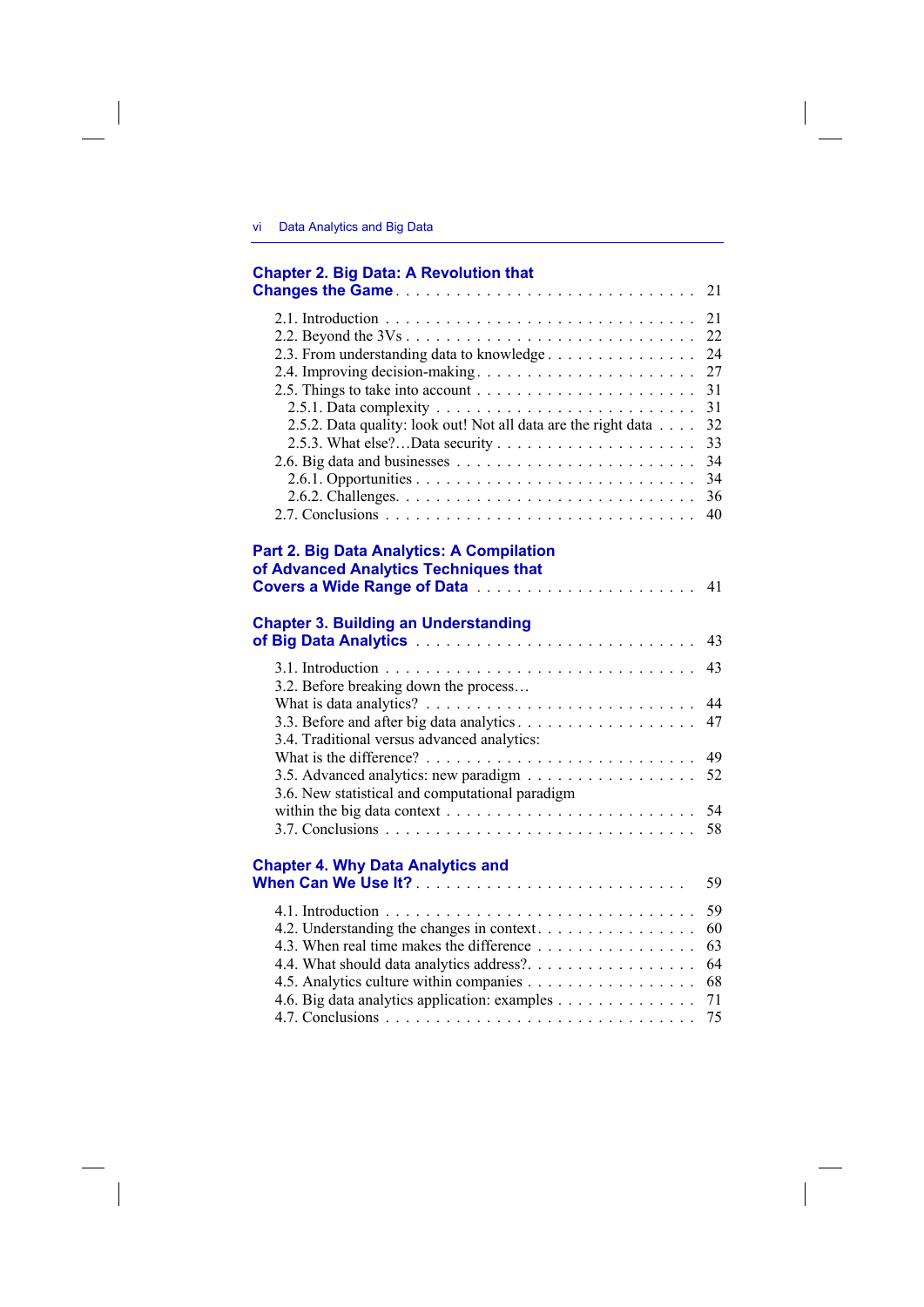**Chapter 2. Big Data: A Revolution that Changes the Game** . . . 21

2.1. Introduction . . . 21
2.2. Beyond the 3Vs . . . 22
2.3. From understanding data to knowledge . . . 24
2.4. Improving decision-making . . . 27
2.5. Things to take into account . . . 31
  2.5.1. Data complexity . . . 31
  2.5.2. Data quality: look out! Not all data are the right data . . . 32
  2.5.3. What else?…Data security . . . 33
2.6. Big data and businesses . . . 34
  2.6.1. Opportunities . . . 34
  2.6.2. Challenges . . . 36
2.7. Conclusions . . . 40

**Part 2. Big Data Analytics: A Compilation of Advanced Analytics Techniques that Covers a Wide Range of Data** . . . 41

**Chapter 3. Building an Understanding of Big Data Analytics** . . . 43

3.1. Introduction . . . 43
3.2. Before breaking down the process… What is data analytics? . . . 44
3.3. Before and after big data analytics . . . 47
3.4. Traditional versus advanced analytics: What is the difference? . . . 49
3.5. Advanced analytics: new paradigm . . . 52
3.6. New statistical and computational paradigm within the big data context . . . 54
3.7. Conclusions . . . 58

**Chapter 4. Why Data Analytics and When Can We Use It?** . . . 59

4.1. Introduction . . . 59
4.2. Understanding the changes in context . . . 60
4.3. When real time makes the difference . . . 63
4.4. What should data analytics address? . . . 64
4.5. Analytics culture within companies . . . 68
4.6. Big data analytics application: examples . . . 71
4.7. Conclusions . . . 75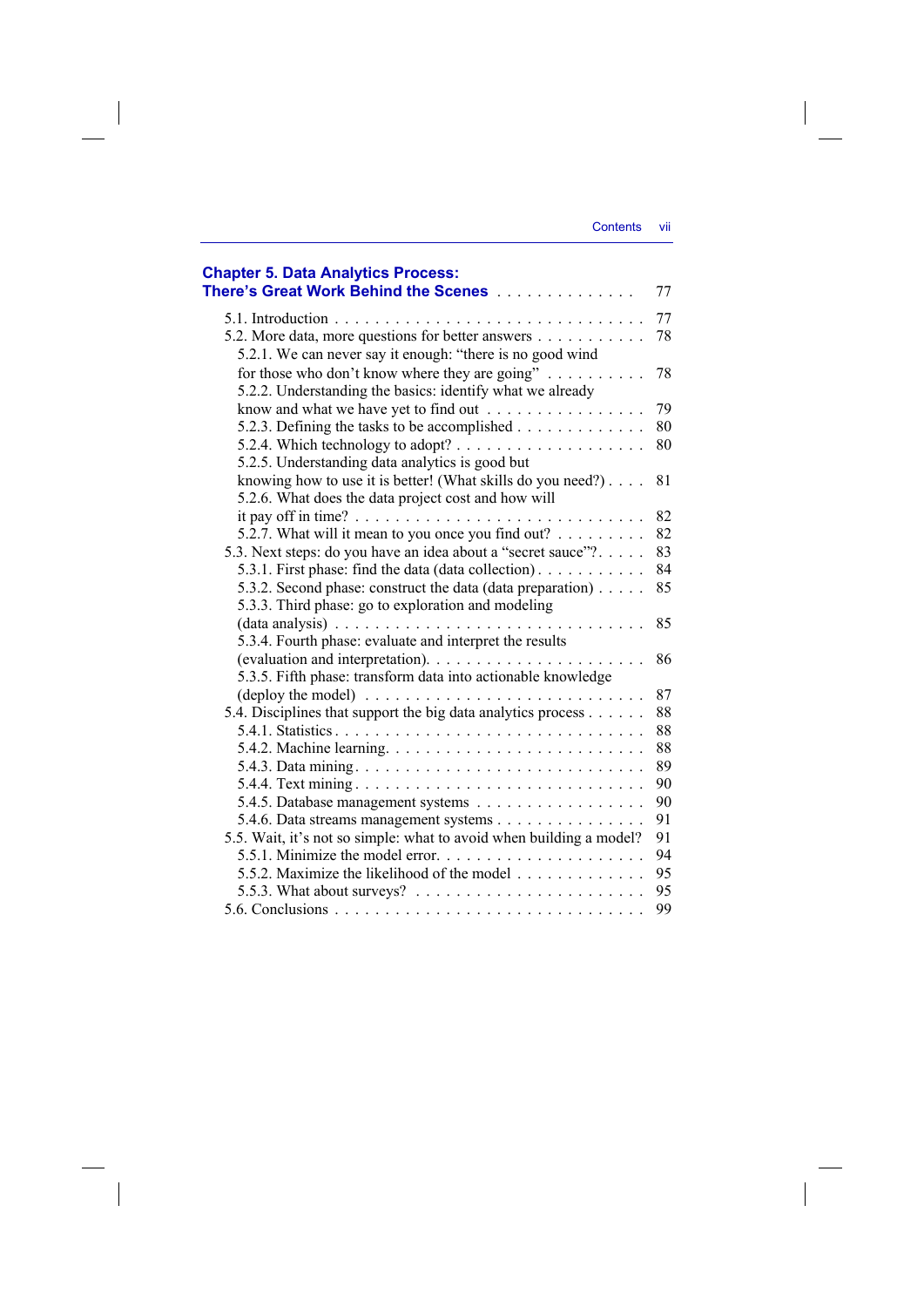**Chapter 5. Data Analytics Process: There's Great Work Behind the Scenes** . . . . . . . . . . . . . . 77

- 5.1. Introduction . . . . . . . . . . . . . . . . . . . . . . . . . . . . . . 77
- 5.2. More data, more questions for better answers . . . . . . . . . . . 78
  - 5.2.1. We can never say it enough: "there is no good wind for those who don't know where they are going" . . . . . . . . . . 78
  - 5.2.2. Understanding the basics: identify what we already know and what we have yet to find out . . . . . . . . . . . . . . . . 79
  - 5.2.3. Defining the tasks to be accomplished . . . . . . . . . . . . 80
  - 5.2.4. Which technology to adopt? . . . . . . . . . . . . . . . . . . . 80
  - 5.2.5. Understanding data analytics is good but knowing how to use it is better! (What skills do you need?) . . . . 81
  - 5.2.6. What does the data project cost and how will it pay off in time? . . . . . . . . . . . . . . . . . . . . . . . . . . . . 82
  - 5.2.7. What will it mean to you once you find out? . . . . . . . . . 82
- 5.3. Next steps: do you have an idea about a "secret sauce"? . . . . . 83
  - 5.3.1. First phase: find the data (data collection) . . . . . . . . . . 84
  - 5.3.2. Second phase: construct the data (data preparation) . . . . . 85
  - 5.3.3. Third phase: go to exploration and modeling (data analysis) . . . . . . . . . . . . . . . . . . . . . . . . . . . . . 85
  - 5.3.4. Fourth phase: evaluate and interpret the results (evaluation and interpretation). . . . . . . . . . . . . . . . . . . . . 86
  - 5.3.5. Fifth phase: transform data into actionable knowledge (deploy the model) . . . . . . . . . . . . . . . . . . . . . . . . . . 87
- 5.4. Disciplines that support the big data analytics process . . . . . . 88
  - 5.4.1. Statistics . . . . . . . . . . . . . . . . . . . . . . . . . . . . . . 88
  - 5.4.2. Machine learning. . . . . . . . . . . . . . . . . . . . . . . . . . 88
  - 5.4.3. Data mining . . . . . . . . . . . . . . . . . . . . . . . . . . . . . 89
  - 5.4.4. Text mining . . . . . . . . . . . . . . . . . . . . . . . . . . . . . 90
  - 5.4.5. Database management systems . . . . . . . . . . . . . . . . . 90
  - 5.4.6. Data streams management systems . . . . . . . . . . . . . . . 91
- 5.5. Wait, it's not so simple: what to avoid when building a model? 91
  - 5.5.1. Minimize the model error. . . . . . . . . . . . . . . . . . . . . 94
  - 5.5.2. Maximize the likelihood of the model . . . . . . . . . . . . . 95
  - 5.5.3. What about surveys? . . . . . . . . . . . . . . . . . . . . . . . 95
- 5.6. Conclusions . . . . . . . . . . . . . . . . . . . . . . . . . . . . . . 99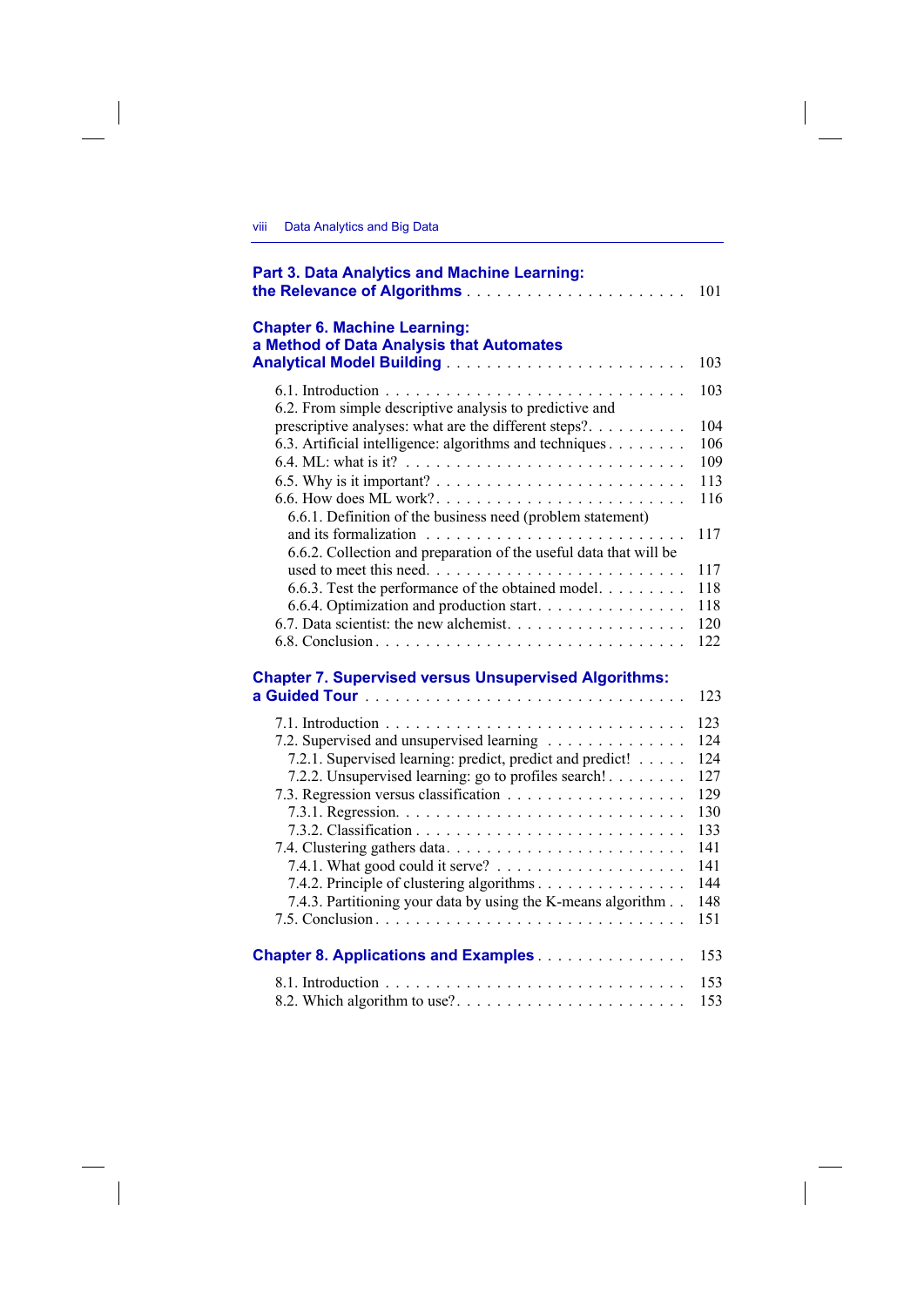**Part 3. Data Analytics and Machine Learning: the Relevance of Algorithms** . . . . . . . . . . . . . . . . . . . . . . . 101

**Chapter 6. Machine Learning: a Method of Data Analysis that Automates Analytical Model Building** . . . . . . . . . . . . . . . . . . . . . . . . 103

6.1. Introduction . . . . . . . . . . . . . . . . . . . . . . . . . . . . 103
6.2. From simple descriptive analysis to predictive and prescriptive analyses: what are the different steps? . . . . . . . . . . 104
6.3. Artificial intelligence: algorithms and techniques . . . . . . . . 106
6.4. ML: what is it? . . . . . . . . . . . . . . . . . . . . . . . . . . . 109
6.5. Why is it important? . . . . . . . . . . . . . . . . . . . . . . . . 113
6.6. How does ML work? . . . . . . . . . . . . . . . . . . . . . . . . 116
 6.6.1. Definition of the business need (problem statement) and its formalization . . . . . . . . . . . . . . . . . . . . . . . . 117
 6.6.2. Collection and preparation of the useful data that will be used to meet this need. . . . . . . . . . . . . . . . . . . . . . . . 117
 6.6.3. Test the performance of the obtained model. . . . . . . . . 118
 6.6.4. Optimization and production start. . . . . . . . . . . . . . . 118
6.7. Data scientist: the new alchemist. . . . . . . . . . . . . . . . . . 120
6.8. Conclusion . . . . . . . . . . . . . . . . . . . . . . . . . . . . . 122

**Chapter 7. Supervised versus Unsupervised Algorithms: a Guided Tour** . . . . . . . . . . . . . . . . . . . . . . . . . . . . . . 123

7.1. Introduction . . . . . . . . . . . . . . . . . . . . . . . . . . . . 123
7.2. Supervised and unsupervised learning . . . . . . . . . . . . . . 124
 7.2.1. Supervised learning: predict, predict and predict! . . . . . 124
 7.2.2. Unsupervised learning: go to profiles search! . . . . . . . . 127
7.3. Regression versus classification . . . . . . . . . . . . . . . . . 129
 7.3.1. Regression. . . . . . . . . . . . . . . . . . . . . . . . . . . 130
 7.3.2. Classification . . . . . . . . . . . . . . . . . . . . . . . . . 133
7.4. Clustering gathers data. . . . . . . . . . . . . . . . . . . . . . . 141
 7.4.1. What good could it serve? . . . . . . . . . . . . . . . . . . 141
 7.4.2. Principle of clustering algorithms . . . . . . . . . . . . . . 144
 7.4.3. Partitioning your data by using the K-means algorithm . . 148
7.5. Conclusion . . . . . . . . . . . . . . . . . . . . . . . . . . . . . 151

**Chapter 8. Applications and Examples** . . . . . . . . . . . . . . . 153

8.1. Introduction . . . . . . . . . . . . . . . . . . . . . . . . . . . . 153
8.2. Which algorithm to use?. . . . . . . . . . . . . . . . . . . . . . 153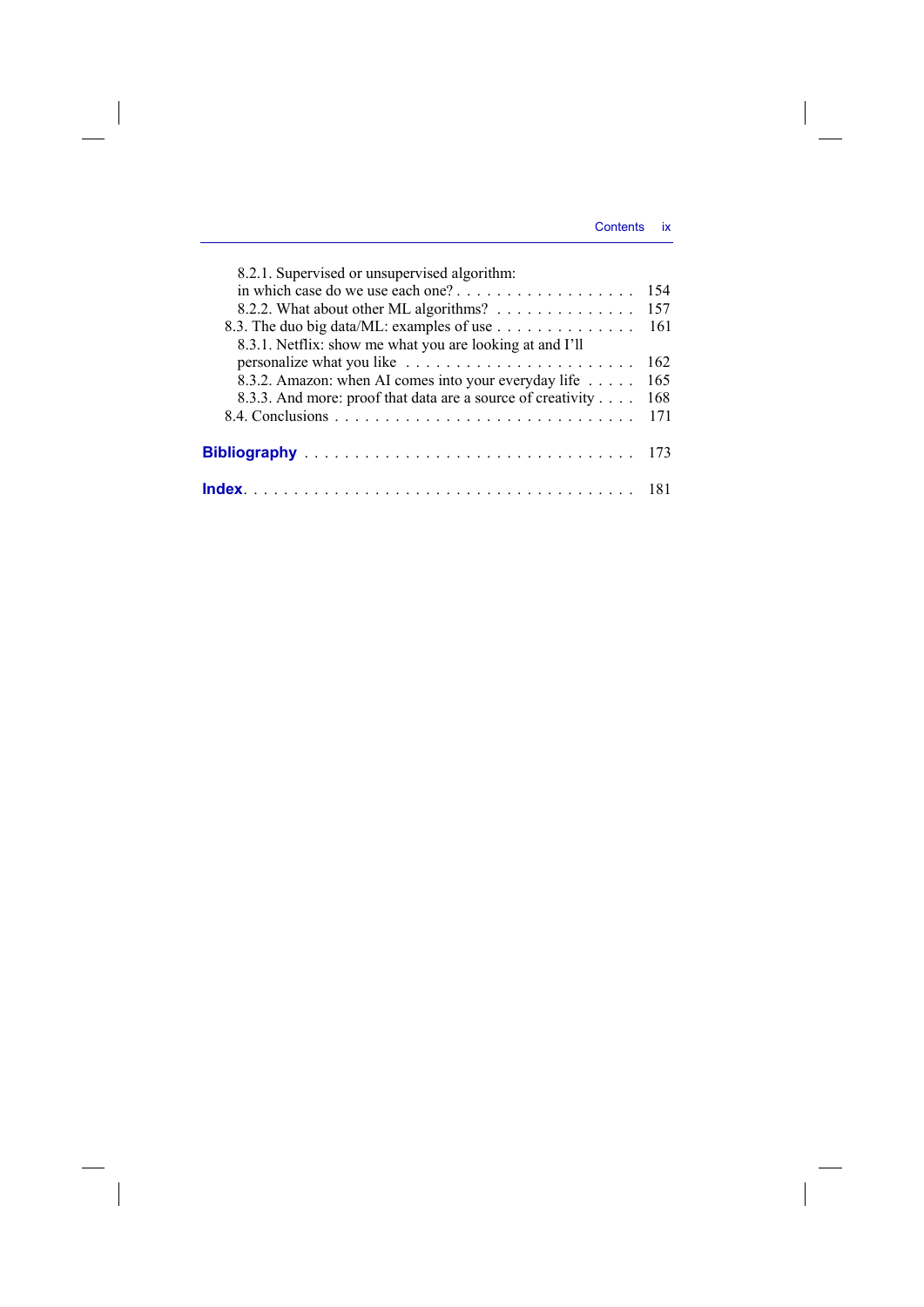8.2.1. Supervised or unsupervised algorithm: in which case do we use each one? . . . . . . . . . . . . . . . . . . 154

8.2.2. What about other ML algorithms? . . . . . . . . . . . . . . 157

8.3. The duo big data/ML: examples of use . . . . . . . . . . . . . . 161

8.3.1. Netflix: show me what you are looking at and I'll personalize what you like . . . . . . . . . . . . . . . . . . . . . . . 162

8.3.2. Amazon: when AI comes into your everyday life . . . . . 165

8.3.3. And more: proof that data are a source of creativity . . . . 168

8.4. Conclusions . . . . . . . . . . . . . . . . . . . . . . . . . . . . . 171

**Bibliography** . . . . . . . . . . . . . . . . . . . . . . . . . . . . . . . 173

**Index** . . . . . . . . . . . . . . . . . . . . . . . . . . . . . . . . . . . 181